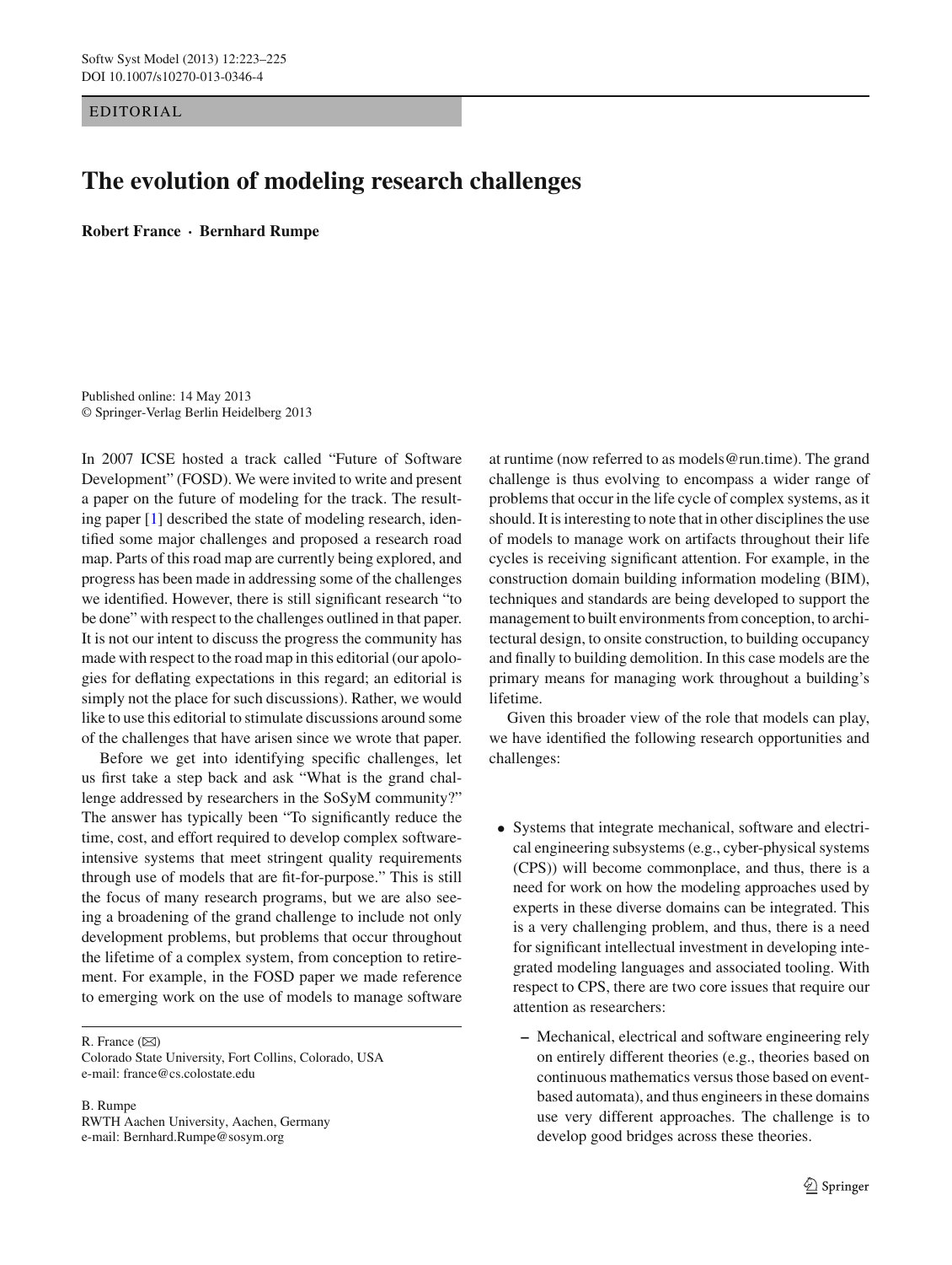EDITORIAL

# The evolution of modeling research challenges

**Robert France · Bernhard Rumpe**

Published online: 14 May 2013
© Springer-Verlag Berlin Heidelberg 2013

In 2007 ICSE hosted a track called "Future of Software Development" (FOSD). We were invited to write and present a paper on the future of modeling for the track. The resulting paper [1] described the state of modeling research, identified some major challenges and proposed a research road map. Parts of this road map are currently being explored, and progress has been made in addressing some of the challenges we identified. However, there is still significant research "to be done" with respect to the challenges outlined in that paper. It is not our intent to discuss the progress the community has made with respect to the road map in this editorial (our apologies for deflating expectations in this regard; an editorial is simply not the place for such discussions). Rather, we would like to use this editorial to stimulate discussions around some of the challenges that have arisen since we wrote that paper.

Before we get into identifying specific challenges, let us first take a step back and ask "What is the grand challenge addressed by researchers in the SoSyM community?" The answer has typically been "To significantly reduce the time, cost, and effort required to develop complex software-intensive systems that meet stringent quality requirements through use of models that are fit-for-purpose." This is still the focus of many research programs, but we are also seeing a broadening of the grand challenge to include not only development problems, but problems that occur throughout the lifetime of a complex system, from conception to retirement. For example, in the FOSD paper we made reference to emerging work on the use of models to manage software at runtime (now referred to as models@run.time). The grand challenge is thus evolving to encompass a wider range of problems that occur in the life cycle of complex systems, as it should. It is interesting to note that in other disciplines the use of models to manage work on artifacts throughout their life cycles is receiving significant attention. For example, in the construction domain building information modeling (BIM), techniques and standards are being developed to support the management to built environments from conception, to architectural design, to onsite construction, to building occupancy and finally to building demolition. In this case models are the primary means for managing work throughout a building's lifetime.

Given this broader view of the role that models can play, we have identified the following research opportunities and challenges:

- Systems that integrate mechanical, software and electrical engineering subsystems (e.g., cyber-physical systems (CPS)) will become commonplace, and thus, there is a need for work on how the modeling approaches used by experts in these diverse domains can be integrated. This is a very challenging problem, and thus, there is a need for significant intellectual investment in developing integrated modeling languages and associated tooling. With respect to CPS, there are two core issues that require our attention as researchers:
  - Mechanical, electrical and software engineering rely on entirely different theories (e.g., theories based on continuous mathematics versus those based on event-based automata), and thus engineers in these domains use very different approaches. The challenge is to develop good bridges across these theories.

R. France (✉)
Colorado State University, Fort Collins, Colorado, USA
e-mail: france@cs.colostate.edu

B. Rumpe
RWTH Aachen University, Aachen, Germany
e-mail: Bernhard.Rumpe@sosym.org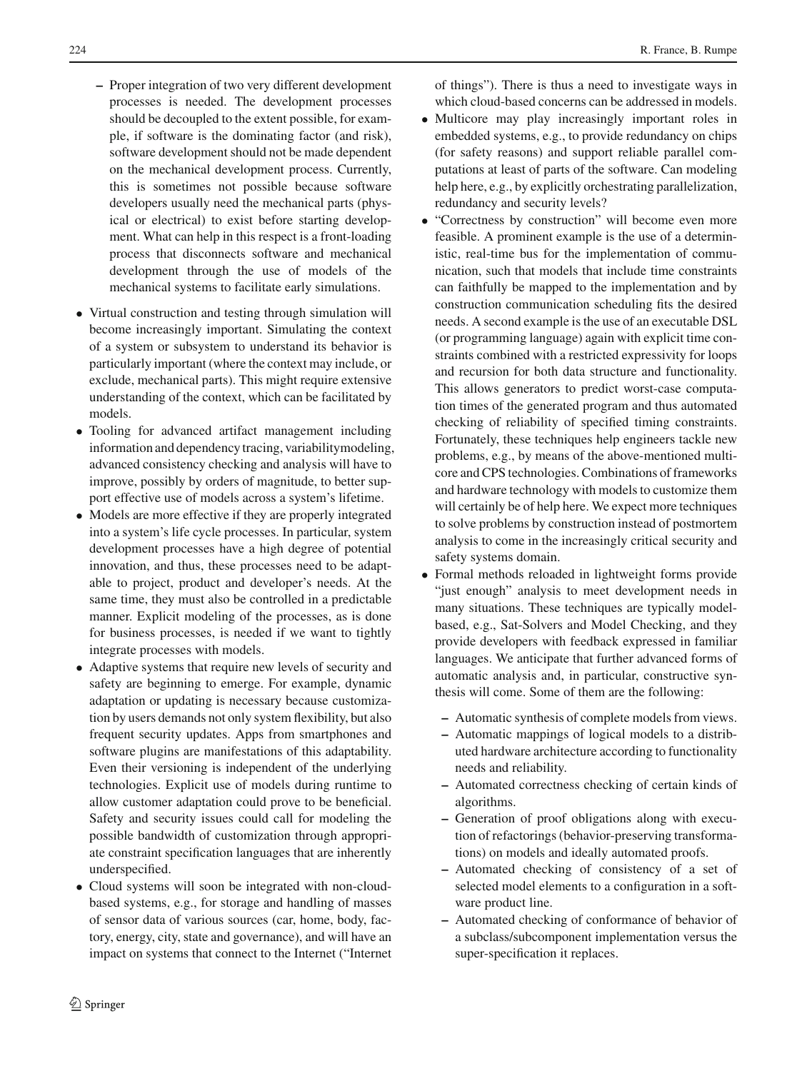- Proper integration of two very different development processes is needed. The development processes should be decoupled to the extent possible, for example, if software is the dominating factor (and risk), software development should not be made dependent on the mechanical development process. Currently, this is sometimes not possible because software developers usually need the mechanical parts (physical or electrical) to exist before starting development. What can help in this respect is a front-loading process that disconnects software and mechanical development through the use of models of the mechanical systems to facilitate early simulations.

- Virtual construction and testing through simulation will become increasingly important. Simulating the context of a system or subsystem to understand its behavior is particularly important (where the context may include, or exclude, mechanical parts). This might require extensive understanding of the context, which can be facilitated by models.
- Tooling for advanced artifact management including information and dependency tracing, variabilitymodeling, advanced consistency checking and analysis will have to improve, possibly by orders of magnitude, to better support effective use of models across a system's lifetime.
- Models are more effective if they are properly integrated into a system's life cycle processes. In particular, system development processes have a high degree of potential innovation, and thus, these processes need to be adaptable to project, product and developer's needs. At the same time, they must also be controlled in a predictable manner. Explicit modeling of the processes, as is done for business processes, is needed if we want to tightly integrate processes with models.
- Adaptive systems that require new levels of security and safety are beginning to emerge. For example, dynamic adaptation or updating is necessary because customization by users demands not only system flexibility, but also frequent security updates. Apps from smartphones and software plugins are manifestations of this adaptability. Even their versioning is independent of the underlying technologies. Explicit use of models during runtime to allow customer adaptation could prove to be beneficial. Safety and security issues could call for modeling the possible bandwidth of customization through appropriate constraint specification languages that are inherently underspecified.
- Cloud systems will soon be integrated with non-cloud-based systems, e.g., for storage and handling of masses of sensor data of various sources (car, home, body, factory, energy, city, state and governance), and will have an impact on systems that connect to the Internet ("Internet of things"). There is thus a need to investigate ways in which cloud-based concerns can be addressed in models.
- Multicore may play increasingly important roles in embedded systems, e.g., to provide redundancy on chips (for safety reasons) and support reliable parallel computations at least of parts of the software. Can modeling help here, e.g., by explicitly orchestrating parallelization, redundancy and security levels?
- "Correctness by construction" will become even more feasible. A prominent example is the use of a deterministic, real-time bus for the implementation of communication, such that models that include time constraints can faithfully be mapped to the implementation and by construction communication scheduling fits the desired needs. A second example is the use of an executable DSL (or programming language) again with explicit time constraints combined with a restricted expressivity for loops and recursion for both data structure and functionality. This allows generators to predict worst-case computation times of the generated program and thus automated checking of reliability of specified timing constraints. Fortunately, these techniques help engineers tackle new problems, e.g., by means of the above-mentioned multicore and CPS technologies. Combinations of frameworks and hardware technology with models to customize them will certainly be of help here. We expect more techniques to solve problems by construction instead of postmortem analysis to come in the increasingly critical security and safety systems domain.
- Formal methods reloaded in lightweight forms provide "just enough" analysis to meet development needs in many situations. These techniques are typically model-based, e.g., Sat-Solvers and Model Checking, and they provide developers with feedback expressed in familiar languages. We anticipate that further advanced forms of automatic analysis and, in particular, constructive synthesis will come. Some of them are the following:
  - Automatic synthesis of complete models from views.
  - Automatic mappings of logical models to a distributed hardware architecture according to functionality needs and reliability.
  - Automated correctness checking of certain kinds of algorithms.
  - Generation of proof obligations along with execution of refactorings (behavior-preserving transformations) on models and ideally automated proofs.
  - Automated checking of consistency of a set of selected model elements to a configuration in a software product line.
  - Automated checking of conformance of behavior of a subclass/subcomponent implementation versus the super-specification it replaces.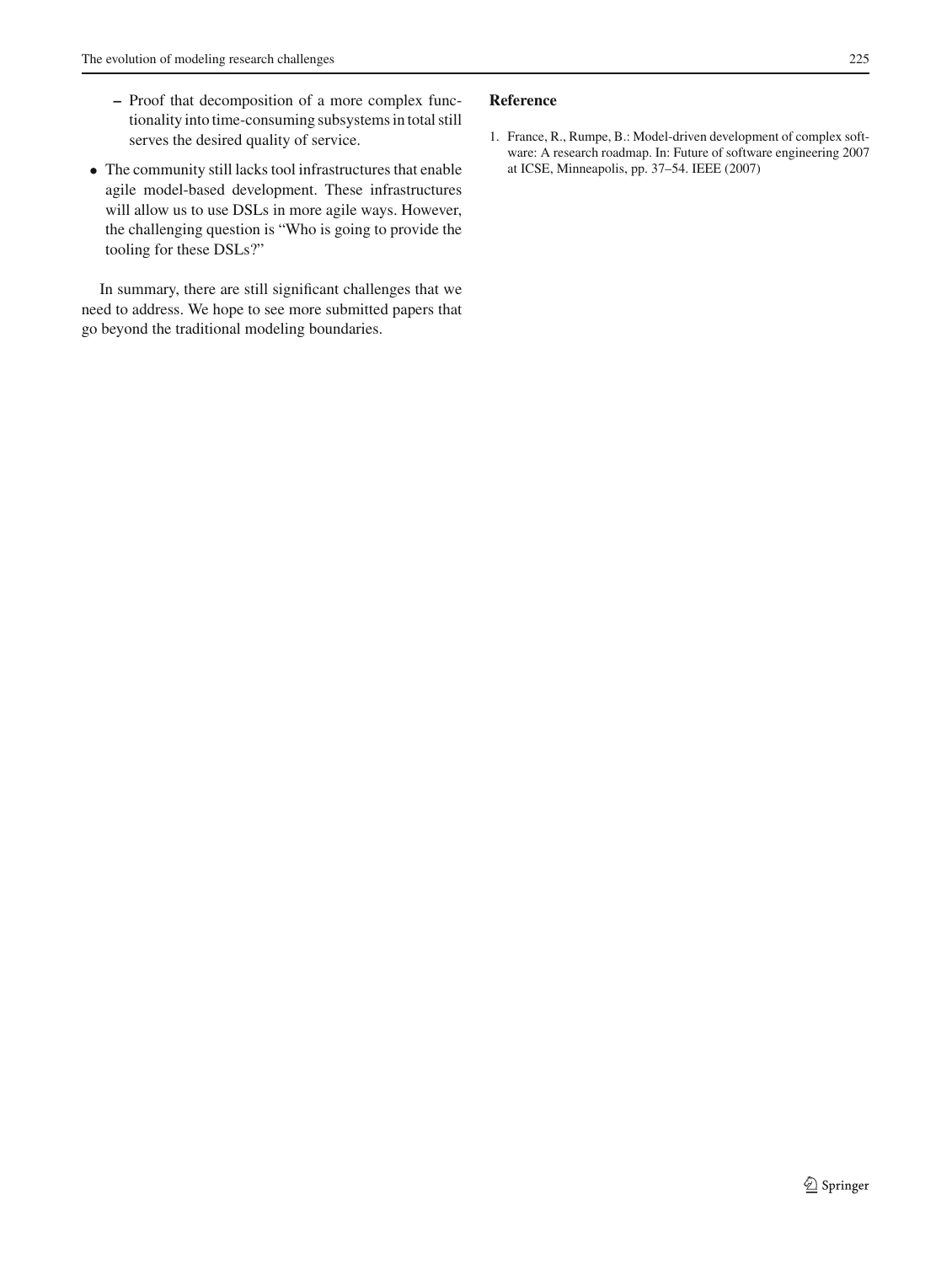- Proof that decomposition of a more complex functionality into time-consuming subsystems in total still serves the desired quality of service.
- The community still lacks tool infrastructures that enable agile model-based development. These infrastructures will allow us to use DSLs in more agile ways. However, the challenging question is "Who is going to provide the tooling for these DSLs?"

In summary, there are still significant challenges that we need to address. We hope to see more submitted papers that go beyond the traditional modeling boundaries.

## Reference

1. France, R., Rumpe, B.: Model-driven development of complex software: A research roadmap. In: Future of software engineering 2007 at ICSE, Minneapolis, pp. 37–54. IEEE (2007)